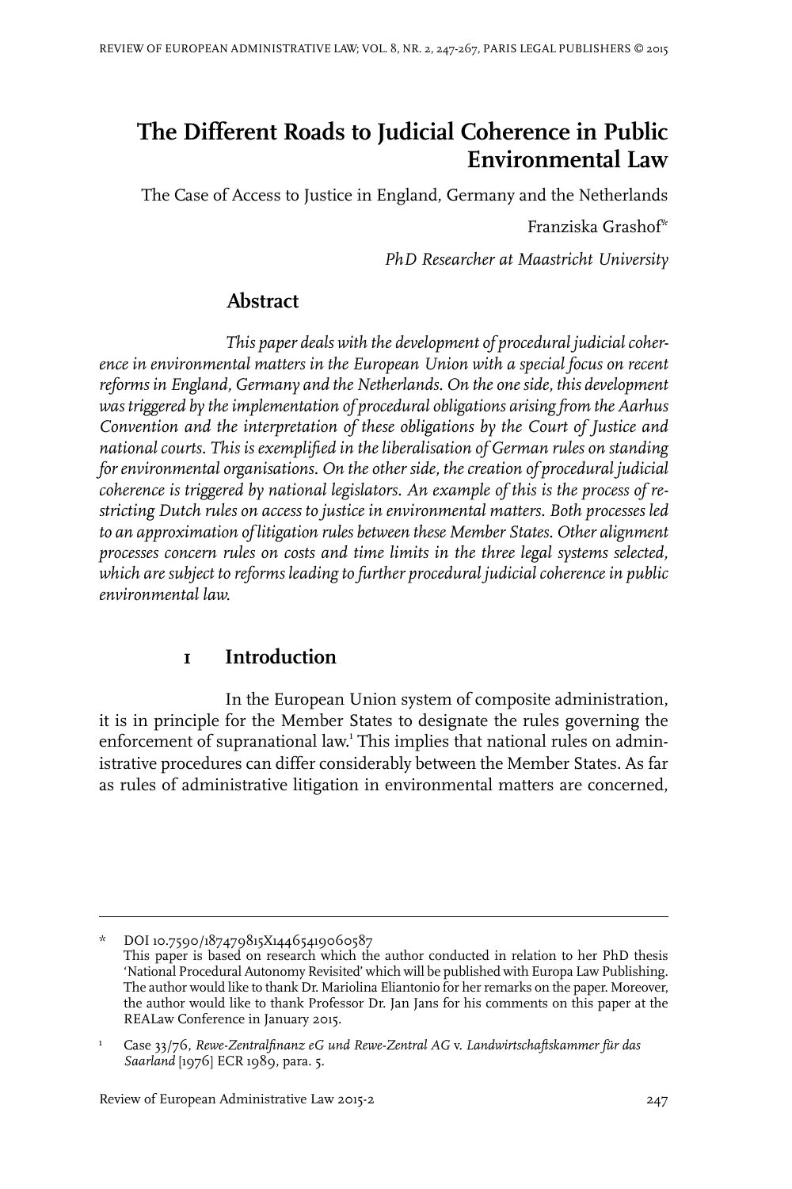# The Different Roads to Judicial Coherence in Public Environmental Law

The Case of Access to Justice in England, Germany and the Netherlands

Franziska Grashof*

*PhD Researcher at Maastricht University*

## Abstract

*This paper deals with the development of procedural judicial coherence in environmental matters in the European Union with a special focus on recent reforms in England, Germany and the Netherlands. On the one side, this development was triggered by the implementation of procedural obligations arising from the Aarhus Convention and the interpretation of these obligations by the Court of Justice and national courts. This is exemplified in the liberalisation of German rules on standing for environmental organisations. On the other side, the creation of procedural judicial coherence is triggered by national legislators. An example of this is the process of restricting Dutch rules on access to justice in environmental matters. Both processes led to an approximation of litigation rules between these Member States. Other alignment processes concern rules on costs and time limits in the three legal systems selected, which are subject to reforms leading to further procedural judicial coherence in public environmental law.*

## 1 Introduction

In the European Union system of composite administration, it is in principle for the Member States to designate the rules governing the enforcement of supranational law.[1] This implies that national rules on administrative procedures can differ considerably between the Member States. As far as rules of administrative litigation in environmental matters are concerned,

---

\* DOI 10.7590/187479815X14465419060587
This paper is based on research which the author conducted in relation to her PhD thesis 'National Procedural Autonomy Revisited' which will be published with Europa Law Publishing. The author would like to thank Dr. Mariolina Eliantonio for her remarks on the paper. Moreover, the author would like to thank Professor Dr. Jan Jans for his comments on this paper at the REALaw Conference in January 2015.

[1] Case 33/76, *Rewe-Zentralfinanz eG und Rewe-Zentral AG* v. *Landwirtschaftskammer für das Saarland* [1976] ECR 1989, para. 5.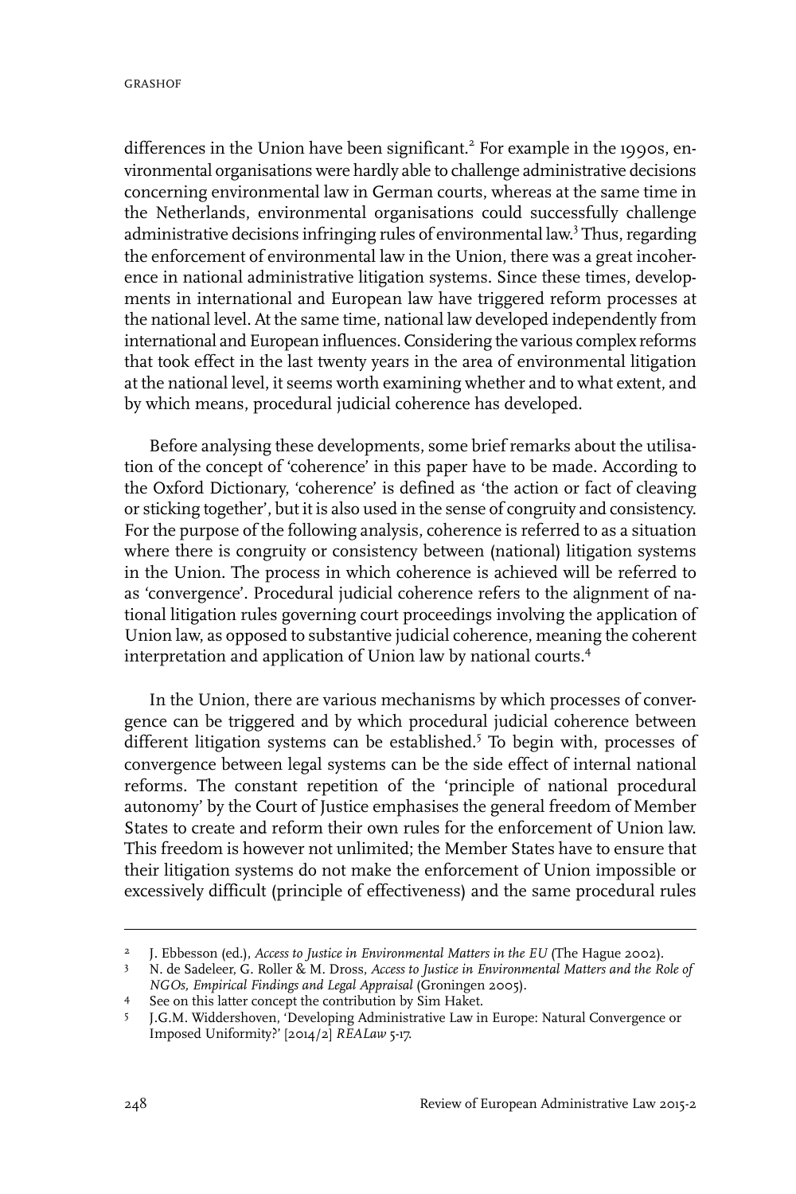differences in the Union have been significant.[2] For example in the 1990s, environmental organisations were hardly able to challenge administrative decisions concerning environmental law in German courts, whereas at the same time in the Netherlands, environmental organisations could successfully challenge administrative decisions infringing rules of environmental law.[3] Thus, regarding the enforcement of environmental law in the Union, there was a great incoherence in national administrative litigation systems. Since these times, developments in international and European law have triggered reform processes at the national level. At the same time, national law developed independently from international and European influences. Considering the various complex reforms that took effect in the last twenty years in the area of environmental litigation at the national level, it seems worth examining whether and to what extent, and by which means, procedural judicial coherence has developed.

Before analysing these developments, some brief remarks about the utilisation of the concept of 'coherence' in this paper have to be made. According to the Oxford Dictionary, 'coherence' is defined as 'the action or fact of cleaving or sticking together', but it is also used in the sense of congruity and consistency. For the purpose of the following analysis, coherence is referred to as a situation where there is congruity or consistency between (national) litigation systems in the Union. The process in which coherence is achieved will be referred to as 'convergence'. Procedural judicial coherence refers to the alignment of national litigation rules governing court proceedings involving the application of Union law, as opposed to substantive judicial coherence, meaning the coherent interpretation and application of Union law by national courts.[4]

In the Union, there are various mechanisms by which processes of convergence can be triggered and by which procedural judicial coherence between different litigation systems can be established.[5] To begin with, processes of convergence between legal systems can be the side effect of internal national reforms. The constant repetition of the 'principle of national procedural autonomy' by the Court of Justice emphasises the general freedom of Member States to create and reform their own rules for the enforcement of Union law. This freedom is however not unlimited; the Member States have to ensure that their litigation systems do not make the enforcement of Union impossible or excessively difficult (principle of effectiveness) and the same procedural rules

2 J. Ebbesson (ed.), *Access to Justice in Environmental Matters in the EU* (The Hague 2002).

3 N. de Sadeleer, G. Roller & M. Dross, *Access to Justice in Environmental Matters and the Role of NGOs, Empirical Findings and Legal Appraisal* (Groningen 2005).

4 See on this latter concept the contribution by Sim Haket.

5 J.G.M. Widdershoven, 'Developing Administrative Law in Europe: Natural Convergence or Imposed Uniformity?' [2014/2] *REALaw* 5-17.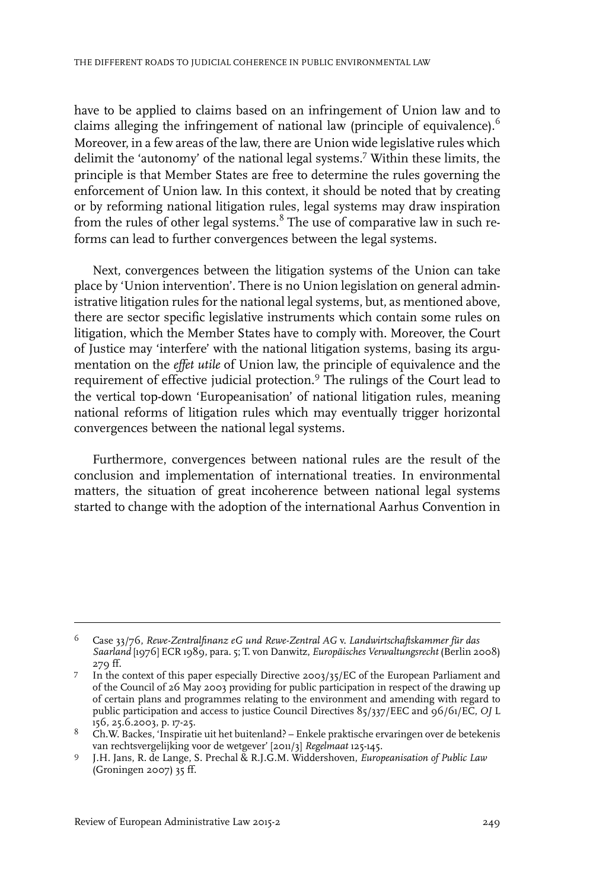have to be applied to claims based on an infringement of Union law and to claims alleging the infringement of national law (principle of equivalence).[6] Moreover, in a few areas of the law, there are Union wide legislative rules which delimit the 'autonomy' of the national legal systems.[7] Within these limits, the principle is that Member States are free to determine the rules governing the enforcement of Union law. In this context, it should be noted that by creating or by reforming national litigation rules, legal systems may draw inspiration from the rules of other legal systems.[8] The use of comparative law in such reforms can lead to further convergences between the legal systems.

Next, convergences between the litigation systems of the Union can take place by 'Union intervention'. There is no Union legislation on general administrative litigation rules for the national legal systems, but, as mentioned above, there are sector specific legislative instruments which contain some rules on litigation, which the Member States have to comply with. Moreover, the Court of Justice may 'interfere' with the national litigation systems, basing its argumentation on the *effet utile* of Union law, the principle of equivalence and the requirement of effective judicial protection.[9] The rulings of the Court lead to the vertical top-down 'Europeanisation' of national litigation rules, meaning national reforms of litigation rules which may eventually trigger horizontal convergences between the national legal systems.

Furthermore, convergences between national rules are the result of the conclusion and implementation of international treaties. In environmental matters, the situation of great incoherence between national legal systems started to change with the adoption of the international Aarhus Convention in

---

6 Case 33/76, *Rewe-Zentralfinanz eG und Rewe-Zentral AG* v. *Landwirtschaftskammer für das Saarland* [1976] ECR 1989, para. 5; T. von Danwitz, *Europäisches Verwaltungsrecht* (Berlin 2008) 279 ff.

7 In the context of this paper especially Directive 2003/35/EC of the European Parliament and of the Council of 26 May 2003 providing for public participation in respect of the drawing up of certain plans and programmes relating to the environment and amending with regard to public participation and access to justice Council Directives 85/337/EEC and 96/61/EC, *OJ* L 156, 25.6.2003, p. 17-25.

8 Ch.W. Backes, 'Inspiratie uit het buitenland? – Enkele praktische ervaringen over de betekenis van rechtsvergelijking voor de wetgever' [2011/3] *Regelmaat* 125-145.

9 J.H. Jans, R. de Lange, S. Prechal & R.J.G.M. Widdershoven, *Europeanisation of Public Law* (Groningen 2007) 35 ff.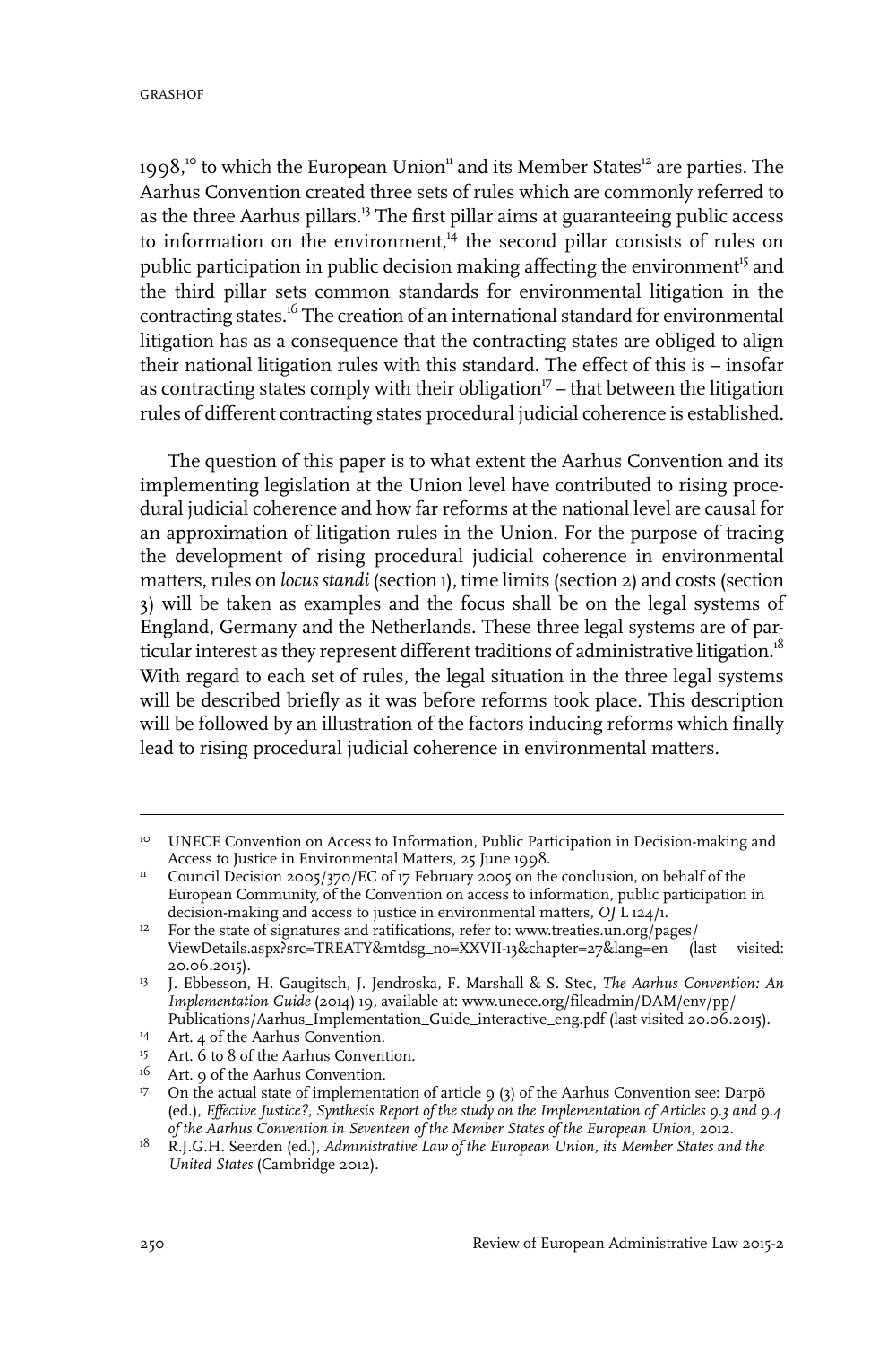1998,[10] to which the European Union[11] and its Member States[12] are parties. The Aarhus Convention created three sets of rules which are commonly referred to as the three Aarhus pillars.[13] The first pillar aims at guaranteeing public access to information on the environment,[14] the second pillar consists of rules on public participation in public decision making affecting the environment[15] and the third pillar sets common standards for environmental litigation in the contracting states.[16] The creation of an international standard for environmental litigation has as a consequence that the contracting states are obliged to align their national litigation rules with this standard. The effect of this is – insofar as contracting states comply with their obligation[17] – that between the litigation rules of different contracting states procedural judicial coherence is established.

The question of this paper is to what extent the Aarhus Convention and its implementing legislation at the Union level have contributed to rising procedural judicial coherence and how far reforms at the national level are causal for an approximation of litigation rules in the Union. For the purpose of tracing the development of rising procedural judicial coherence in environmental matters, rules on *locus standi* (section 1), time limits (section 2) and costs (section 3) will be taken as examples and the focus shall be on the legal systems of England, Germany and the Netherlands. These three legal systems are of particular interest as they represent different traditions of administrative litigation.[18] With regard to each set of rules, the legal situation in the three legal systems will be described briefly as it was before reforms took place. This description will be followed by an illustration of the factors inducing reforms which finally lead to rising procedural judicial coherence in environmental matters.

---

[10] UNECE Convention on Access to Information, Public Participation in Decision-making and Access to Justice in Environmental Matters, 25 June 1998.

[11] Council Decision 2005/370/EC of 17 February 2005 on the conclusion, on behalf of the European Community, of the Convention on access to information, public participation in decision-making and access to justice in environmental matters, *OJ* L 124/1.

[12] For the state of signatures and ratifications, refer to: www.treaties.un.org/pages/ViewDetails.aspx?src=TREATY&mtdsg_no=XXVII-13&chapter=27&lang=en (last visited: 20.06.2015).

[13] J. Ebbesson, H. Gaugitsch, J. Jendroska, F. Marshall & S. Stec, *The Aarhus Convention: An Implementation Guide* (2014) 19, available at: www.unece.org/fileadmin/DAM/env/pp/Publications/Aarhus_Implementation_Guide_interactive_eng.pdf (last visited 20.06.2015).

[14] Art. 4 of the Aarhus Convention.

[15] Art. 6 to 8 of the Aarhus Convention.

[16] Art. 9 of the Aarhus Convention.

[17] On the actual state of implementation of article 9 (3) of the Aarhus Convention see: Darpö (ed.), *Effective Justice?, Synthesis Report of the study on the Implementation of Articles 9.3 and 9.4 of the Aarhus Convention in Seventeen of the Member States of the European Union*, 2012.

[18] R.J.G.H. Seerden (ed.), *Administrative Law of the European Union, its Member States and the United States* (Cambridge 2012).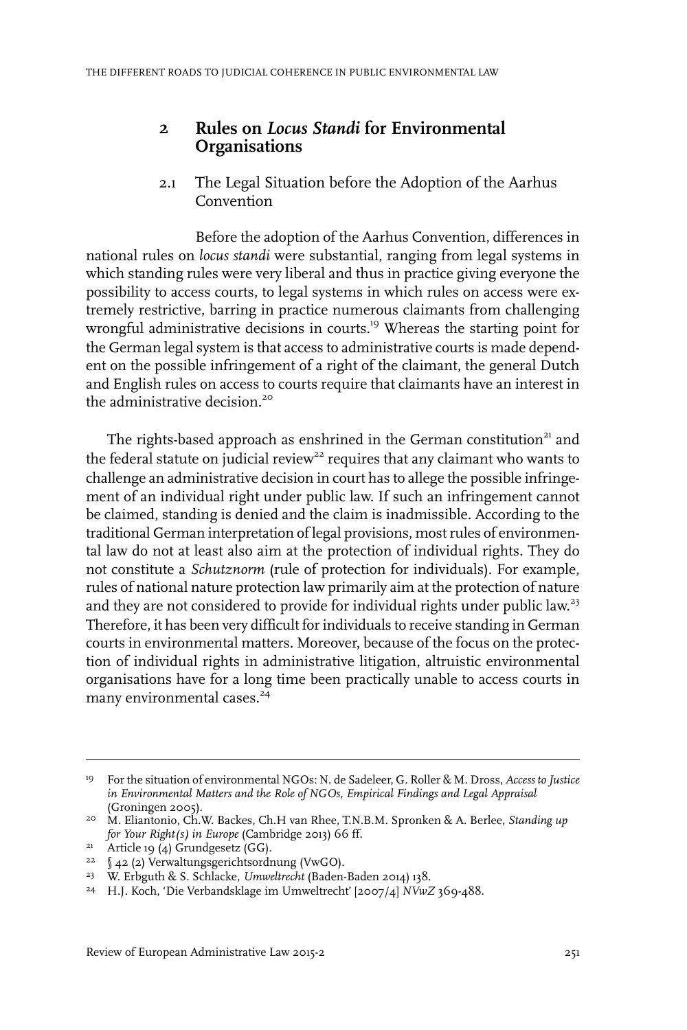## 2 Rules on *Locus Standi* for Environmental Organisations

### 2.1 The Legal Situation before the Adoption of the Aarhus Convention

Before the adoption of the Aarhus Convention, differences in national rules on *locus standi* were substantial, ranging from legal systems in which standing rules were very liberal and thus in practice giving everyone the possibility to access courts, to legal systems in which rules on access were extremely restrictive, barring in practice numerous claimants from challenging wrongful administrative decisions in courts.[19] Whereas the starting point for the German legal system is that access to administrative courts is made dependent on the possible infringement of a right of the claimant, the general Dutch and English rules on access to courts require that claimants have an interest in the administrative decision.[20]

The rights-based approach as enshrined in the German constitution[21] and the federal statute on judicial review[22] requires that any claimant who wants to challenge an administrative decision in court has to allege the possible infringement of an individual right under public law. If such an infringement cannot be claimed, standing is denied and the claim is inadmissible. According to the traditional German interpretation of legal provisions, most rules of environmental law do not at least also aim at the protection of individual rights. They do not constitute a *Schutznorm* (rule of protection for individuals). For example, rules of national nature protection law primarily aim at the protection of nature and they are not considered to provide for individual rights under public law.[23] Therefore, it has been very difficult for individuals to receive standing in German courts in environmental matters. Moreover, because of the focus on the protection of individual rights in administrative litigation, altruistic environmental organisations have for a long time been practically unable to access courts in many environmental cases.[24]

---

19 For the situation of environmental NGOs: N. de Sadeleer, G. Roller & M. Dross, *Access to Justice in Environmental Matters and the Role of NGOs, Empirical Findings and Legal Appraisal* (Groningen 2005).

20 M. Eliantonio, Ch.W. Backes, Ch.H van Rhee, T.N.B.M. Spronken & A. Berlee, *Standing up for Your Right(s) in Europe* (Cambridge 2013) 66 ff.

21 Article 19 (4) Grundgesetz (GG).

22 § 42 (2) Verwaltungsgerichtsordnung (VwGO).

23 W. Erbguth & S. Schlacke, *Umweltrecht* (Baden-Baden 2014) 138.

24 H.J. Koch, 'Die Verbandsklage im Umweltrecht' [2007/4] *NVwZ* 369-488.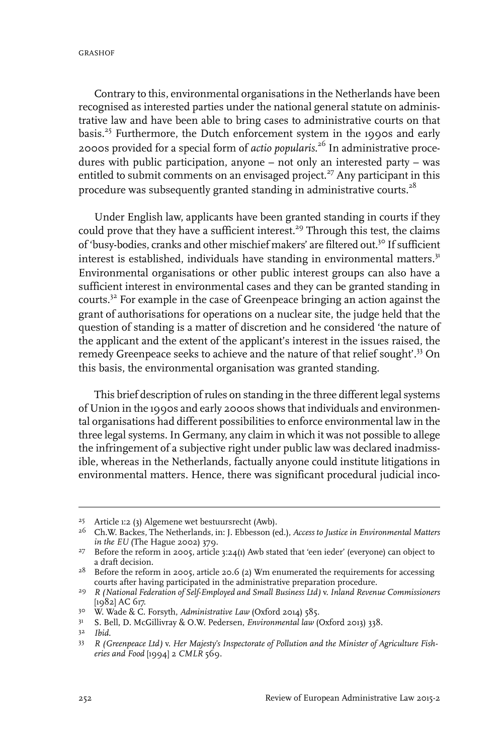Contrary to this, environmental organisations in the Netherlands have been recognised as interested parties under the national general statute on administrative law and have been able to bring cases to administrative courts on that basis.[25] Furthermore, the Dutch enforcement system in the 1990s and early 2000s provided for a special form of *actio popularis*.[26] In administrative procedures with public participation, anyone – not only an interested party – was entitled to submit comments on an envisaged project.[27] Any participant in this procedure was subsequently granted standing in administrative courts.[28]

Under English law, applicants have been granted standing in courts if they could prove that they have a sufficient interest.[29] Through this test, the claims of 'busy-bodies, cranks and other mischief makers' are filtered out.[30] If sufficient interest is established, individuals have standing in environmental matters.[31] Environmental organisations or other public interest groups can also have a sufficient interest in environmental cases and they can be granted standing in courts.[32] For example in the case of Greenpeace bringing an action against the grant of authorisations for operations on a nuclear site, the judge held that the question of standing is a matter of discretion and he considered 'the nature of the applicant and the extent of the applicant's interest in the issues raised, the remedy Greenpeace seeks to achieve and the nature of that relief sought'.[33] On this basis, the environmental organisation was granted standing.

This brief description of rules on standing in the three different legal systems of Union in the 1990s and early 2000s shows that individuals and environmental organisations had different possibilities to enforce environmental law in the three legal systems. In Germany, any claim in which it was not possible to allege the infringement of a subjective right under public law was declared inadmissible, whereas in the Netherlands, factually anyone could institute litigations in environmental matters. Hence, there was significant procedural judicial inco-

---

25 Article 1:2 (3) Algemene wet bestuursrecht (Awb).

26 Ch.W. Backes, The Netherlands, in: J. Ebbesson (ed.), *Access to Justice in Environmental Matters in the EU* (The Hague 2002) 379.

27 Before the reform in 2005, article 3:24(1) Awb stated that 'een ieder' (everyone) can object to a draft decision.

28 Before the reform in 2005, article 20.6 (2) Wm enumerated the requirements for accessing courts after having participated in the administrative preparation procedure.

29 *R (National Federation of Self-Employed and Small Business Ltd)* v. *Inland Revenue Commissioners* [1982] AC 617.

30 W. Wade & C. Forsyth, *Administrative Law* (Oxford 2014) 585.

31 S. Bell, D. McGillivray & O.W. Pedersen, *Environmental law* (Oxford 2013) 338.

32 *Ibid.*

33 *R (Greenpeace Ltd)* v. *Her Majesty's Inspectorate of Pollution and the Minister of Agriculture Fisheries and Food* [1994] 2 *CMLR* 569.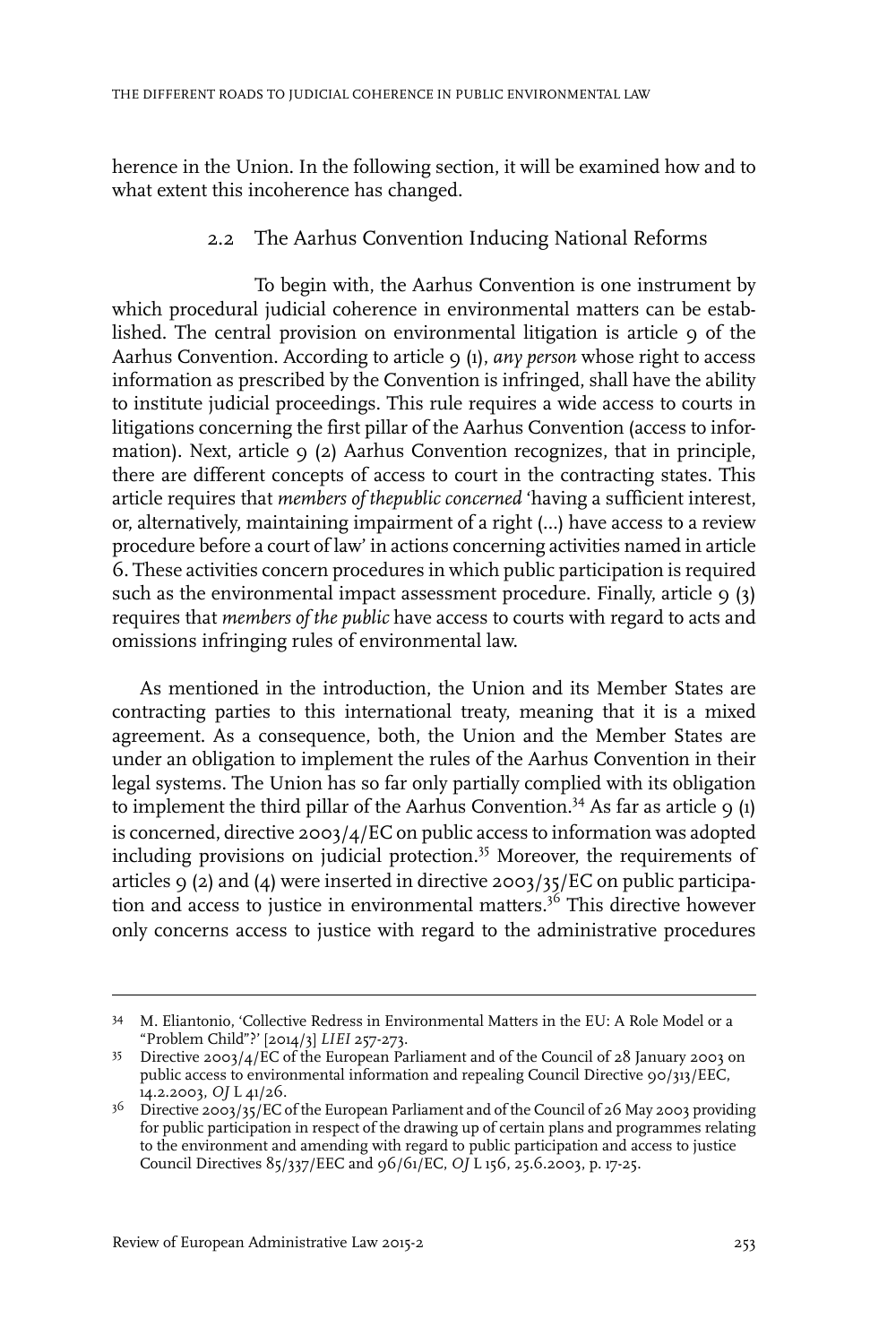herence in the Union. In the following section, it will be examined how and to what extent this incoherence has changed.

### 2.2 The Aarhus Convention Inducing National Reforms

To begin with, the Aarhus Convention is one instrument by which procedural judicial coherence in environmental matters can be established. The central provision on environmental litigation is article 9 of the Aarhus Convention. According to article 9 (1), *any person* whose right to access information as prescribed by the Convention is infringed, shall have the ability to institute judicial proceedings. This rule requires a wide access to courts in litigations concerning the first pillar of the Aarhus Convention (access to information). Next, article 9 (2) Aarhus Convention recognizes, that in principle, there are different concepts of access to court in the contracting states. This article requires that *members of thepublic concerned* 'having a sufficient interest, or, alternatively, maintaining impairment of a right (...) have access to a review procedure before a court of law' in actions concerning activities named in article 6. These activities concern procedures in which public participation is required such as the environmental impact assessment procedure. Finally, article 9 (3) requires that *members of the public* have access to courts with regard to acts and omissions infringing rules of environmental law.

As mentioned in the introduction, the Union and its Member States are contracting parties to this international treaty, meaning that it is a mixed agreement. As a consequence, both, the Union and the Member States are under an obligation to implement the rules of the Aarhus Convention in their legal systems. The Union has so far only partially complied with its obligation to implement the third pillar of the Aarhus Convention.[34] As far as article 9 (1) is concerned, directive 2003/4/EC on public access to information was adopted including provisions on judicial protection.[35] Moreover, the requirements of articles 9 (2) and (4) were inserted in directive 2003/35/EC on public participation and access to justice in environmental matters.[36] This directive however only concerns access to justice with regard to the administrative procedures

---

34 M. Eliantonio, 'Collective Redress in Environmental Matters in the EU: A Role Model or a "Problem Child"?' [2014/3] *LIEI* 257-273.

35 Directive 2003/4/EC of the European Parliament and of the Council of 28 January 2003 on public access to environmental information and repealing Council Directive 90/313/EEC, 14.2.2003, *OJ* L 41/26.

36 Directive 2003/35/EC of the European Parliament and of the Council of 26 May 2003 providing for public participation in respect of the drawing up of certain plans and programmes relating to the environment and amending with regard to public participation and access to justice Council Directives 85/337/EEC and 96/61/EC, *OJ* L 156, 25.6.2003, p. 17-25.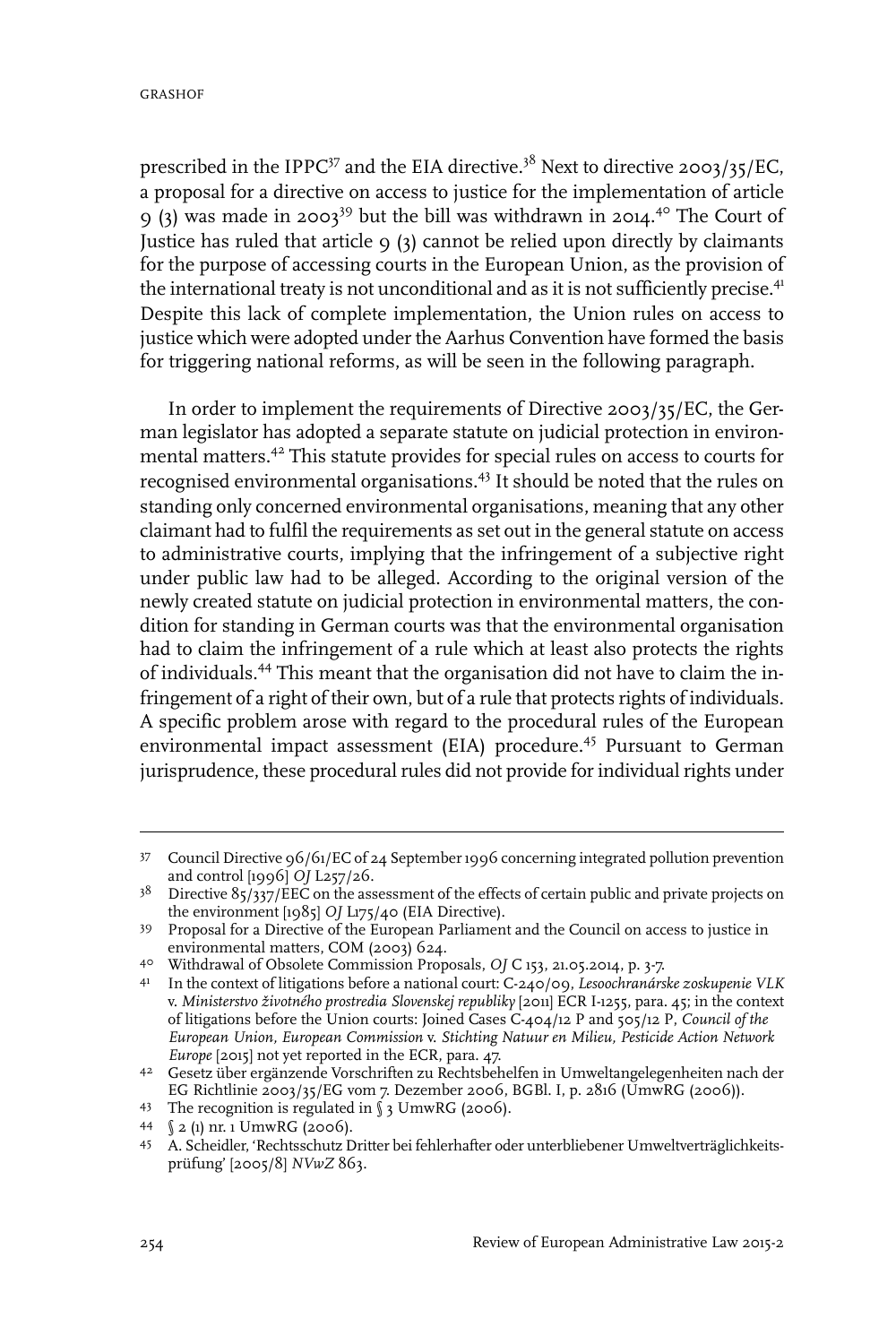prescribed in the IPPC[37] and the EIA directive.[38] Next to directive 2003/35/EC, a proposal for a directive on access to justice for the implementation of article 9 (3) was made in 2003[39] but the bill was withdrawn in 2014.[40] The Court of Justice has ruled that article 9 (3) cannot be relied upon directly by claimants for the purpose of accessing courts in the European Union, as the provision of the international treaty is not unconditional and as it is not sufficiently precise.[41] Despite this lack of complete implementation, the Union rules on access to justice which were adopted under the Aarhus Convention have formed the basis for triggering national reforms, as will be seen in the following paragraph.

In order to implement the requirements of Directive 2003/35/EC, the German legislator has adopted a separate statute on judicial protection in environmental matters.[42] This statute provides for special rules on access to courts for recognised environmental organisations.[43] It should be noted that the rules on standing only concerned environmental organisations, meaning that any other claimant had to fulfil the requirements as set out in the general statute on access to administrative courts, implying that the infringement of a subjective right under public law had to be alleged. According to the original version of the newly created statute on judicial protection in environmental matters, the condition for standing in German courts was that the environmental organisation had to claim the infringement of a rule which at least also protects the rights of individuals.[44] This meant that the organisation did not have to claim the infringement of a right of their own, but of a rule that protects rights of individuals. A specific problem arose with regard to the procedural rules of the European environmental impact assessment (EIA) procedure.[45] Pursuant to German jurisprudence, these procedural rules did not provide for individual rights under

---

37 Council Directive 96/61/EC of 24 September 1996 concerning integrated pollution prevention and control [1996] *OJ* L257/26.

38 Directive 85/337/EEC on the assessment of the effects of certain public and private projects on the environment [1985] *OJ* L175/40 (EIA Directive).

39 Proposal for a Directive of the European Parliament and the Council on access to justice in environmental matters, COM (2003) 624.

40 Withdrawal of Obsolete Commission Proposals, *OJ* C 153, 21.05.2014, p. 3-7.

41 In the context of litigations before a national court: C-240/09, *Lesoochranárske zoskupenie VLK* v. *Ministerstvo životného prostredia Slovenskej republiky* [2011] ECR I-1255, para. 45; in the context of litigations before the Union courts: Joined Cases C-404/12 P and 505/12 P, *Council of the European Union, European Commission* v. *Stichting Natuur en Milieu, Pesticide Action Network Europe* [2015] not yet reported in the ECR, para. 47.

42 Gesetz über ergänzende Vorschriften zu Rechtsbehelfen in Umweltangelegenheiten nach der EG Richtlinie 2003/35/EG vom 7. Dezember 2006, BGBl. I, p. 2816 (UmwRG (2006)).

43 The recognition is regulated in § 3 UmwRG (2006).

44 § 2 (1) nr. 1 UmwRG (2006).

45 A. Scheidler, 'Rechtsschutz Dritter bei fehlerhafter oder unterbliebener Umweltverträglichkeitsprüfung' [2005/8] *NVwZ* 863.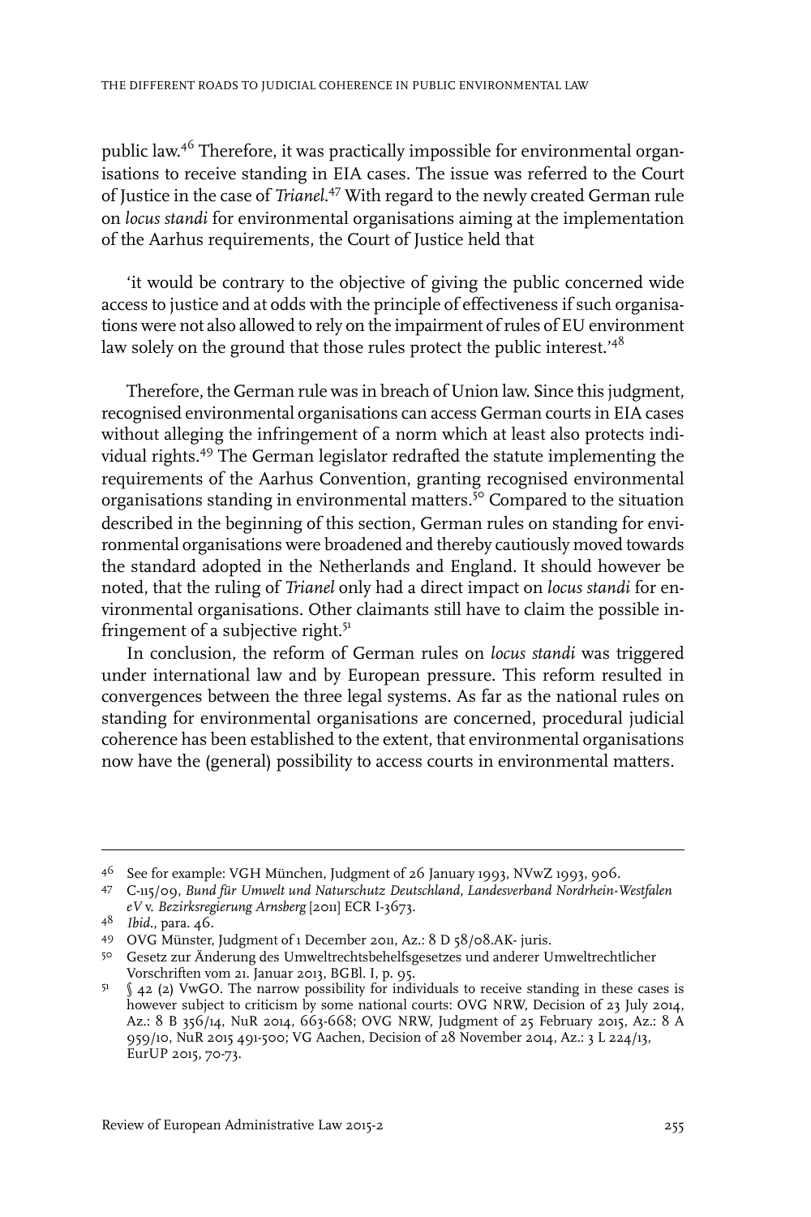public law.[46] Therefore, it was practically impossible for environmental organisations to receive standing in EIA cases. The issue was referred to the Court of Justice in the case of *Trianel*.[47] With regard to the newly created German rule on *locus standi* for environmental organisations aiming at the implementation of the Aarhus requirements, the Court of Justice held that

> 'it would be contrary to the objective of giving the public concerned wide access to justice and at odds with the principle of effectiveness if such organisations were not also allowed to rely on the impairment of rules of EU environment law solely on the ground that those rules protect the public interest.'[48]

Therefore, the German rule was in breach of Union law. Since this judgment, recognised environmental organisations can access German courts in EIA cases without alleging the infringement of a norm which at least also protects individual rights.[49] The German legislator redrafted the statute implementing the requirements of the Aarhus Convention, granting recognised environmental organisations standing in environmental matters.[50] Compared to the situation described in the beginning of this section, German rules on standing for environmental organisations were broadened and thereby cautiously moved towards the standard adopted in the Netherlands and England. It should however be noted, that the ruling of *Trianel* only had a direct impact on *locus standi* for environmental organisations. Other claimants still have to claim the possible infringement of a subjective right.[51]

In conclusion, the reform of German rules on *locus standi* was triggered under international law and by European pressure. This reform resulted in convergences between the three legal systems. As far as the national rules on standing for environmental organisations are concerned, procedural judicial coherence has been established to the extent, that environmental organisations now have the (general) possibility to access courts in environmental matters.

---

[46] See for example: VGH München, Judgment of 26 January 1993, NVwZ 1993, 906.

[47] C-115/09, *Bund für Umwelt und Naturschutz Deutschland, Landesverband Nordrhein-Westfalen eV* v. *Bezirksregierung Arnsberg* [2011] ECR I-3673.

[48] *Ibid*., para. 46.

[49] OVG Münster, Judgment of 1 December 2011, Az.: 8 D 58/08.AK- juris.

[50] Gesetz zur Änderung des Umweltrechtsbehelfsgesetzes und anderer Umweltrechtlicher Vorschriften vom 21. Januar 2013, BGBl. I, p. 95.

[51] § 42 (2) VwGO. The narrow possibility for individuals to receive standing in these cases is however subject to criticism by some national courts: OVG NRW, Decision of 23 July 2014, Az.: 8 B 356/14, NuR 2014, 663-668; OVG NRW, Judgment of 25 February 2015, Az.: 8 A 959/10, NuR 2015 491-500; VG Aachen, Decision of 28 November 2014, Az.: 3 L 224/13, EurUP 2015, 70-73.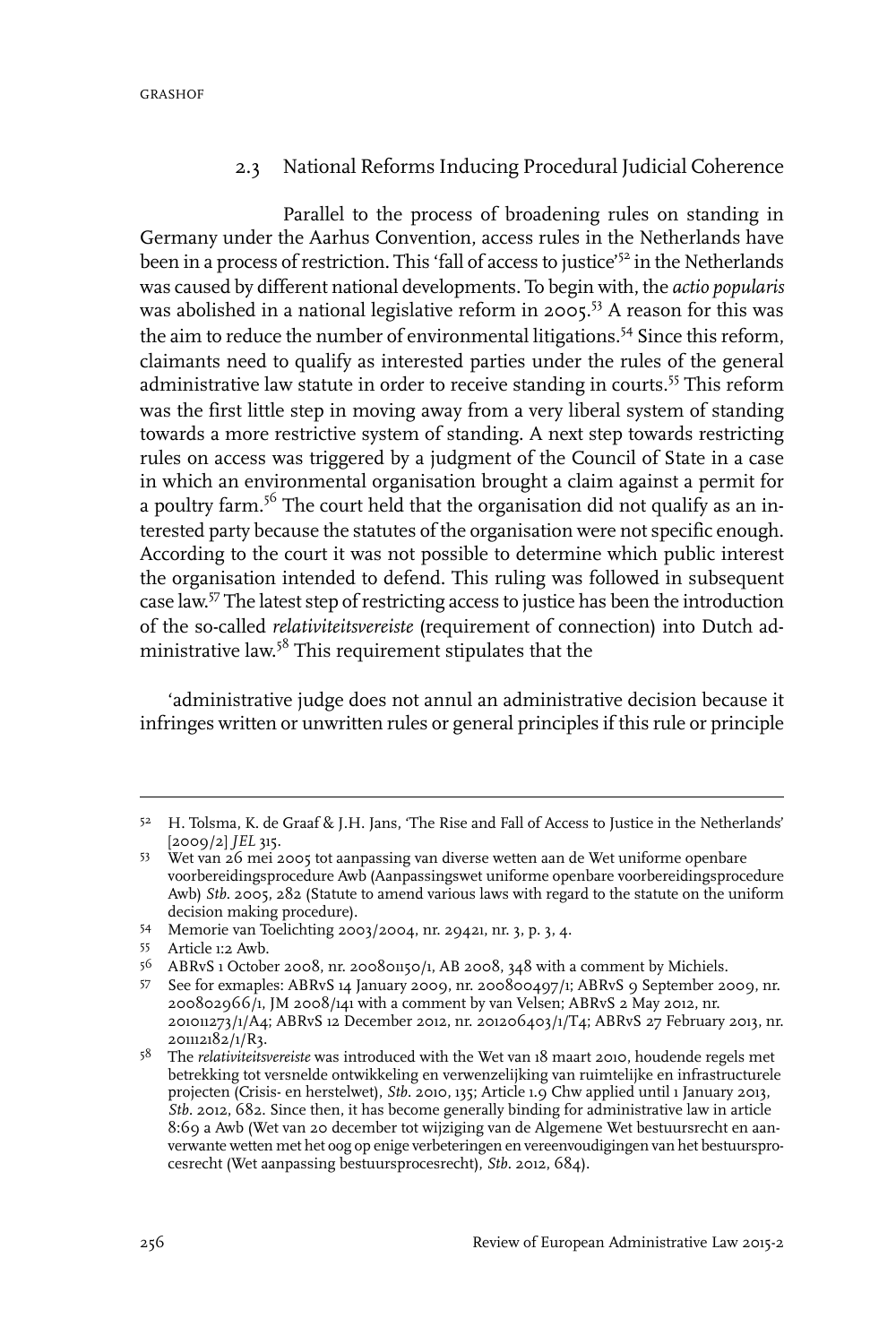## 2.3 National Reforms Inducing Procedural Judicial Coherence

Parallel to the process of broadening rules on standing in Germany under the Aarhus Convention, access rules in the Netherlands have been in a process of restriction. This 'fall of access to justice'[52] in the Netherlands was caused by different national developments. To begin with, the *actio popularis* was abolished in a national legislative reform in 2005.[53] A reason for this was the aim to reduce the number of environmental litigations.[54] Since this reform, claimants need to qualify as interested parties under the rules of the general administrative law statute in order to receive standing in courts.[55] This reform was the first little step in moving away from a very liberal system of standing towards a more restrictive system of standing. A next step towards restricting rules on access was triggered by a judgment of the Council of State in a case in which an environmental organisation brought a claim against a permit for a poultry farm.[56] The court held that the organisation did not qualify as an interested party because the statutes of the organisation were not specific enough. According to the court it was not possible to determine which public interest the organisation intended to defend. This ruling was followed in subsequent case law.[57] The latest step of restricting access to justice has been the introduction of the so-called *relativiteitsvereiste* (requirement of connection) into Dutch administrative law.[58] This requirement stipulates that the

'administrative judge does not annul an administrative decision because it infringes written or unwritten rules or general principles if this rule or principle

---

[52] H. Tolsma, K. de Graaf & J.H. Jans, 'The Rise and Fall of Access to Justice in the Netherlands' [2009/2] *JEL* 315.

[53] Wet van 26 mei 2005 tot aanpassing van diverse wetten aan de Wet uniforme openbare voorbereidingsprocedure Awb (Aanpassingswet uniforme openbare voorbereidingsprocedure Awb) *Stb.* 2005, 282 (Statute to amend various laws with regard to the statute on the uniform decision making procedure).

[54] Memorie van Toelichting 2003/2004, nr. 29421, nr. 3, p. 3, 4.

[55] Article 1:2 Awb.

[56] ABRvS 1 October 2008, nr. 200801150/1, AB 2008, 348 with a comment by Michiels.

[57] See for exmaples: ABRvS 14 January 2009, nr. 200800497/1; ABRvS 9 September 2009, nr. 200802966/1, JM 2008/141 with a comment by van Velsen; ABRvS 2 May 2012, nr. 201011273/1/A4; ABRvS 12 December 2012, nr. 201206403/1/T4; ABRvS 27 February 2013, nr. 201112182/1/R3.

[58] The *relativiteitsvereiste* was introduced with the Wet van 18 maart 2010, houdende regels met betrekking tot versnelde ontwikkeling en verwenzelijking van ruimtelijke en infrastructurele projecten (Crisis- en herstelwet), *Stb.* 2010, 135; Article 1.9 Chw applied until 1 January 2013, *Stb.* 2012, 682. Since then, it has become generally binding for administrative law in article 8:69 a Awb (Wet van 20 december tot wijziging van de Algemene Wet bestuursrecht en aanverwante wetten met het oog op enige verbeteringen en vereenvoudigingen van het bestuursprocesrecht (Wet aanpassing bestuursprocesrecht), *Stb.* 2012, 684).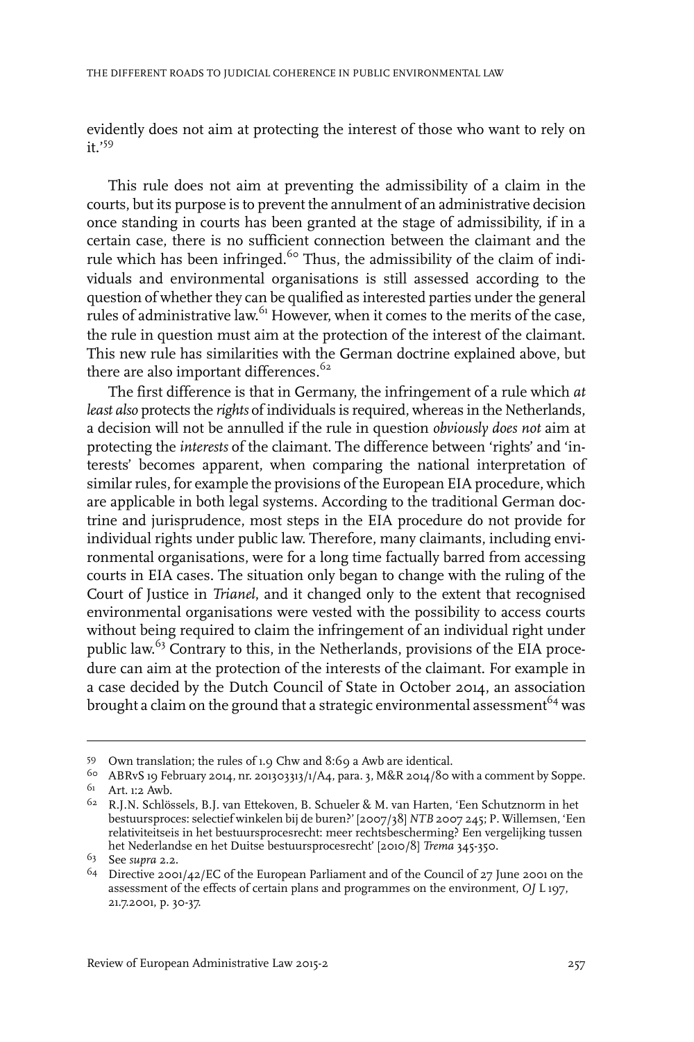evidently does not aim at protecting the interest of those who want to rely on it.'[59]

This rule does not aim at preventing the admissibility of a claim in the courts, but its purpose is to prevent the annulment of an administrative decision once standing in courts has been granted at the stage of admissibility, if in a certain case, there is no sufficient connection between the claimant and the rule which has been infringed.[60] Thus, the admissibility of the claim of individuals and environmental organisations is still assessed according to the question of whether they can be qualified as interested parties under the general rules of administrative law.[61] However, when it comes to the merits of the case, the rule in question must aim at the protection of the interest of the claimant. This new rule has similarities with the German doctrine explained above, but there are also important differences.[62]

The first difference is that in Germany, the infringement of a rule which *at least also* protects the *rights* of individuals is required, whereas in the Netherlands, a decision will not be annulled if the rule in question *obviously does not* aim at protecting the *interests* of the claimant. The difference between 'rights' and 'interests' becomes apparent, when comparing the national interpretation of similar rules, for example the provisions of the European EIA procedure, which are applicable in both legal systems. According to the traditional German doctrine and jurisprudence, most steps in the EIA procedure do not provide for individual rights under public law. Therefore, many claimants, including environmental organisations, were for a long time factually barred from accessing courts in EIA cases. The situation only began to change with the ruling of the Court of Justice in *Trianel*, and it changed only to the extent that recognised environmental organisations were vested with the possibility to access courts without being required to claim the infringement of an individual right under public law.[63] Contrary to this, in the Netherlands, provisions of the EIA procedure can aim at the protection of the interests of the claimant. For example in a case decided by the Dutch Council of State in October 2014, an association brought a claim on the ground that a strategic environmental assessment[64] was

---

59 Own translation; the rules of 1.9 Chw and 8:69 a Awb are identical.

60 ABRvS 19 February 2014, nr. 201303313/1/A4, para. 3, M&R 2014/80 with a comment by Soppe.

61 Art. 1:2 Awb.

62 R.J.N. Schlössels, B.J. van Ettekoven, B. Schueler & M. van Harten, 'Een Schutznorm in het bestuursproces: selectief winkelen bij de buren?' [2007/38] *NTB* 2007 245; P. Willemsen, 'Een relativiteitseis in het bestuursprocesrecht: meer rechtsbescherming? Een vergelijking tussen het Nederlandse en het Duitse bestuursprocesrecht' [2010/8] *Trema* 345-350.

63 See *supra* 2.2.

64 Directive 2001/42/EC of the European Parliament and of the Council of 27 June 2001 on the assessment of the effects of certain plans and programmes on the environment, *OJ* L 197, 21.7.2001, p. 30-37.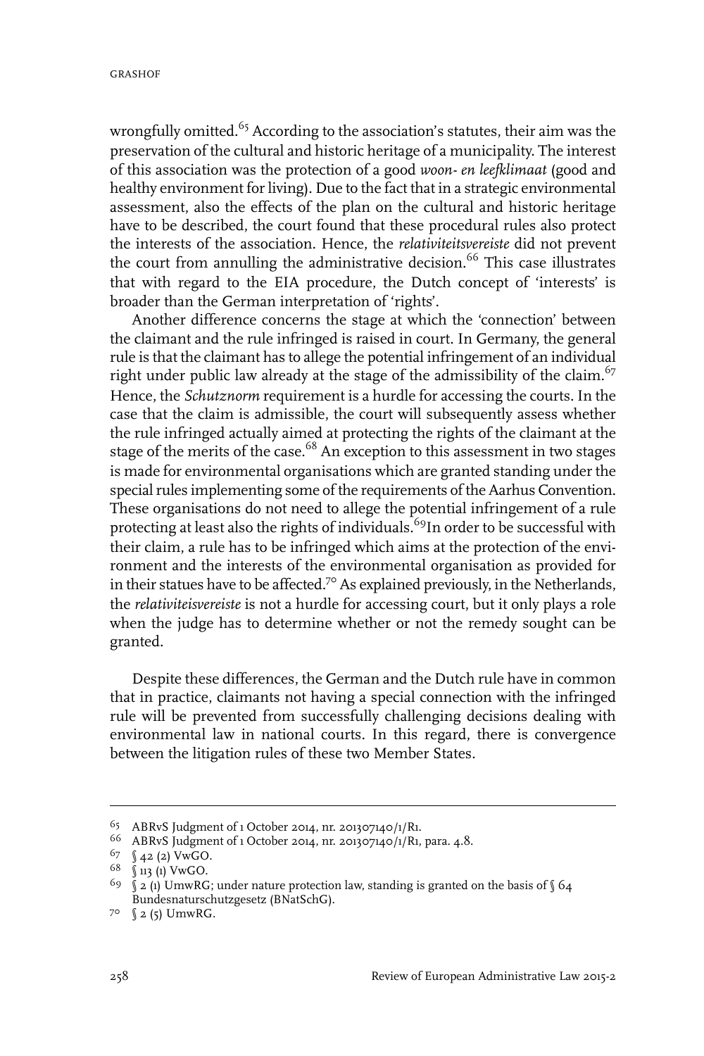wrongfully omitted.[65] According to the association's statutes, their aim was the preservation of the cultural and historic heritage of a municipality. The interest of this association was the protection of a good *woon- en leefklimaat* (good and healthy environment for living). Due to the fact that in a strategic environmental assessment, also the effects of the plan on the cultural and historic heritage have to be described, the court found that these procedural rules also protect the interests of the association. Hence, the *relativiteitsvereiste* did not prevent the court from annulling the administrative decision.[66] This case illustrates that with regard to the EIA procedure, the Dutch concept of 'interests' is broader than the German interpretation of 'rights'.

Another difference concerns the stage at which the 'connection' between the claimant and the rule infringed is raised in court. In Germany, the general rule is that the claimant has to allege the potential infringement of an individual right under public law already at the stage of the admissibility of the claim.[67] Hence, the *Schutznorm* requirement is a hurdle for accessing the courts. In the case that the claim is admissible, the court will subsequently assess whether the rule infringed actually aimed at protecting the rights of the claimant at the stage of the merits of the case.[68] An exception to this assessment in two stages is made for environmental organisations which are granted standing under the special rules implementing some of the requirements of the Aarhus Convention. These organisations do not need to allege the potential infringement of a rule protecting at least also the rights of individuals.[69]In order to be successful with their claim, a rule has to be infringed which aims at the protection of the environment and the interests of the environmental organisation as provided for in their statues have to be affected.[70] As explained previously, in the Netherlands, the *relativiteisvereiste* is not a hurdle for accessing court, but it only plays a role when the judge has to determine whether or not the remedy sought can be granted.

Despite these differences, the German and the Dutch rule have in common that in practice, claimants not having a special connection with the infringed rule will be prevented from successfully challenging decisions dealing with environmental law in national courts. In this regard, there is convergence between the litigation rules of these two Member States.

---

65 ABRvS Judgment of 1 October 2014, nr. 201307140/1/R1.

66 ABRvS Judgment of 1 October 2014, nr. 201307140/1/R1, para. 4.8.

67 § 42 (2) VwGO.

68 § 113 (1) VwGO.

69 § 2 (1) UmwRG; under nature protection law, standing is granted on the basis of § 64 Bundesnaturschutzgesetz (BNatSchG).

70 § 2 (5) UmwRG.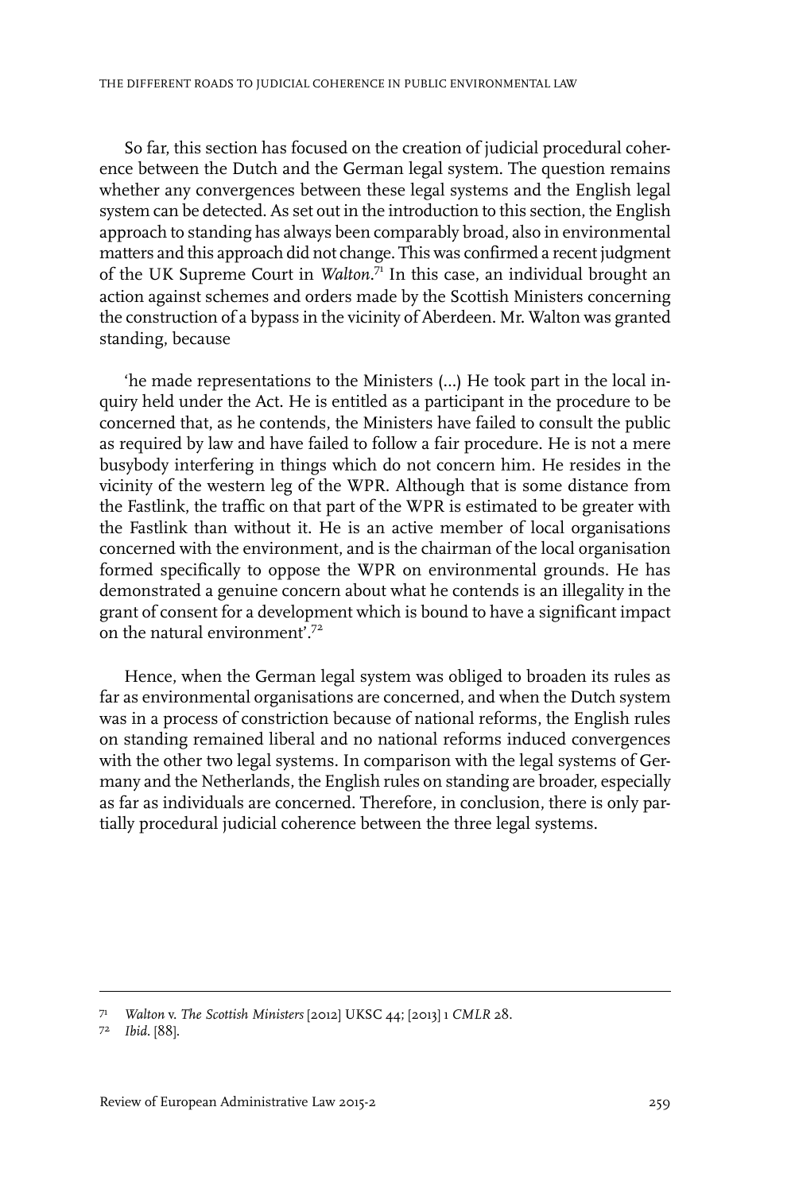So far, this section has focused on the creation of judicial procedural coherence between the Dutch and the German legal system. The question remains whether any convergences between these legal systems and the English legal system can be detected. As set out in the introduction to this section, the English approach to standing has always been comparably broad, also in environmental matters and this approach did not change. This was confirmed a recent judgment of the UK Supreme Court in *Walton*.[71] In this case, an individual brought an action against schemes and orders made by the Scottish Ministers concerning the construction of a bypass in the vicinity of Aberdeen. Mr. Walton was granted standing, because

'he made representations to the Ministers (...) He took part in the local inquiry held under the Act. He is entitled as a participant in the procedure to be concerned that, as he contends, the Ministers have failed to consult the public as required by law and have failed to follow a fair procedure. He is not a mere busybody interfering in things which do not concern him. He resides in the vicinity of the western leg of the WPR. Although that is some distance from the Fastlink, the traffic on that part of the WPR is estimated to be greater with the Fastlink than without it. He is an active member of local organisations concerned with the environment, and is the chairman of the local organisation formed specifically to oppose the WPR on environmental grounds. He has demonstrated a genuine concern about what he contends is an illegality in the grant of consent for a development which is bound to have a significant impact on the natural environment'.[72]

Hence, when the German legal system was obliged to broaden its rules as far as environmental organisations are concerned, and when the Dutch system was in a process of constriction because of national reforms, the English rules on standing remained liberal and no national reforms induced convergences with the other two legal systems. In comparison with the legal systems of Germany and the Netherlands, the English rules on standing are broader, especially as far as individuals are concerned. Therefore, in conclusion, there is only partially procedural judicial coherence between the three legal systems.

---

[71] *Walton* v. *The Scottish Ministers* [2012] UKSC 44; [2013] 1 *CMLR* 28.

[72] *Ibid.* [88].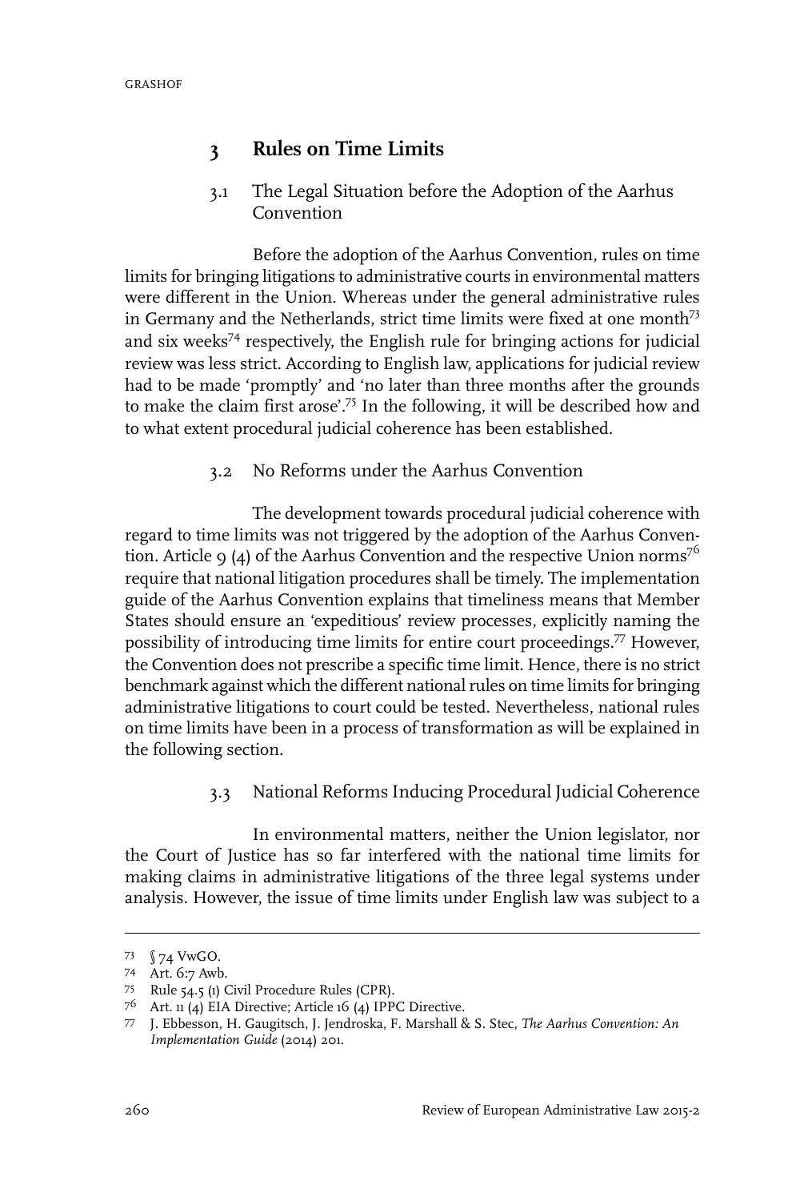## 3 Rules on Time Limits

### 3.1 The Legal Situation before the Adoption of the Aarhus Convention

Before the adoption of the Aarhus Convention, rules on time limits for bringing litigations to administrative courts in environmental matters were different in the Union. Whereas under the general administrative rules in Germany and the Netherlands, strict time limits were fixed at one month[73] and six weeks[74] respectively, the English rule for bringing actions for judicial review was less strict. According to English law, applications for judicial review had to be made 'promptly' and 'no later than three months after the grounds to make the claim first arose'.[75] In the following, it will be described how and to what extent procedural judicial coherence has been established.

### 3.2 No Reforms under the Aarhus Convention

The development towards procedural judicial coherence with regard to time limits was not triggered by the adoption of the Aarhus Convention. Article 9 (4) of the Aarhus Convention and the respective Union norms[76] require that national litigation procedures shall be timely. The implementation guide of the Aarhus Convention explains that timeliness means that Member States should ensure an 'expeditious' review processes, explicitly naming the possibility of introducing time limits for entire court proceedings.[77] However, the Convention does not prescribe a specific time limit. Hence, there is no strict benchmark against which the different national rules on time limits for bringing administrative litigations to court could be tested. Nevertheless, national rules on time limits have been in a process of transformation as will be explained in the following section.

### 3.3 National Reforms Inducing Procedural Judicial Coherence

In environmental matters, neither the Union legislator, nor the Court of Justice has so far interfered with the national time limits for making claims in administrative litigations of the three legal systems under analysis. However, the issue of time limits under English law was subject to a

---

73 § 74 VwGO.

74 Art. 6:7 Awb.

75 Rule 54.5 (1) Civil Procedure Rules (CPR).

76 Art. 11 (4) EIA Directive; Article 16 (4) IPPC Directive.

77 J. Ebbesson, H. Gaugitsch, J. Jendroska, F. Marshall & S. Stec, *The Aarhus Convention: An Implementation Guide* (2014) 201.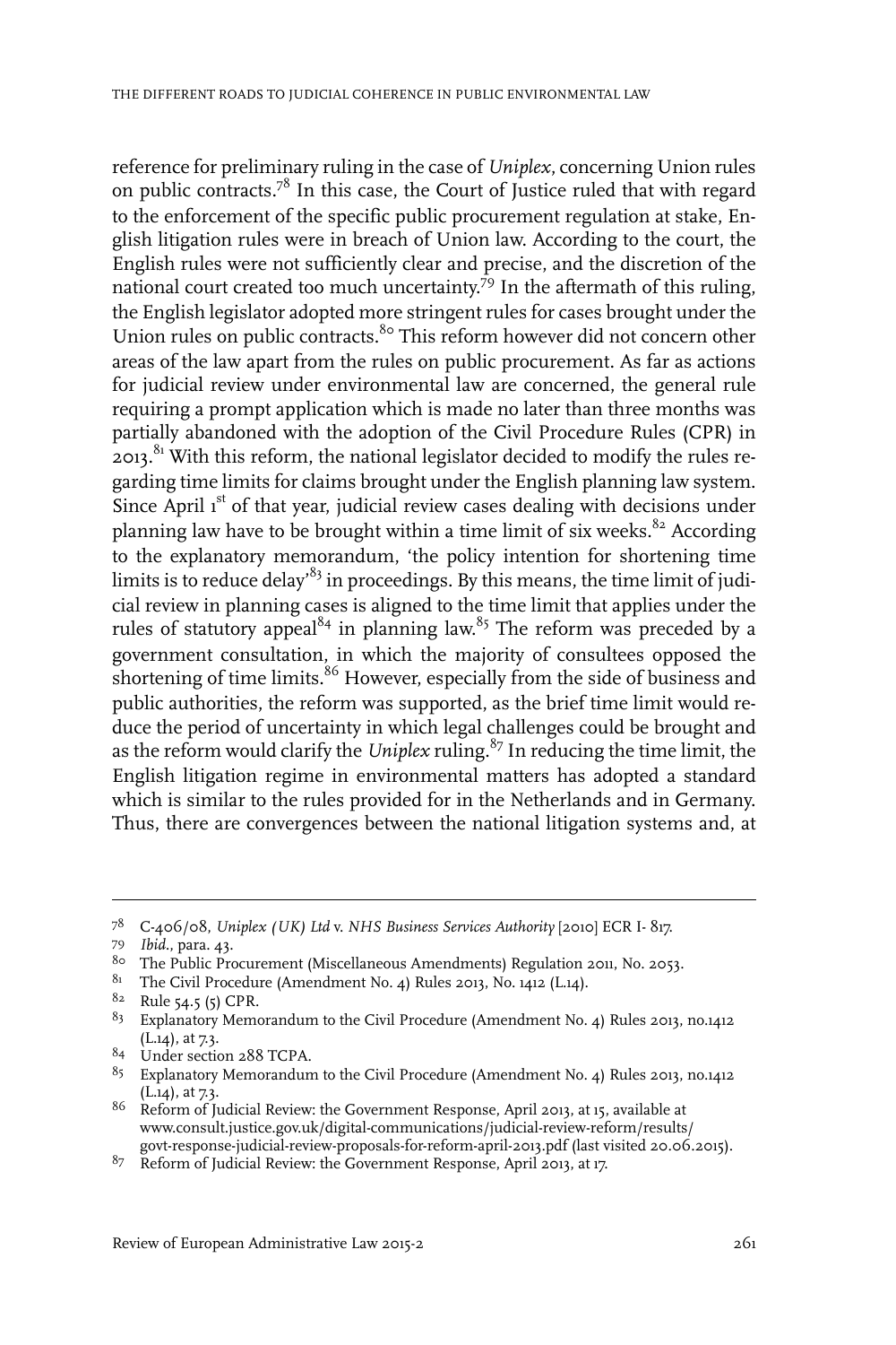reference for preliminary ruling in the case of *Uniplex*, concerning Union rules on public contracts.[78] In this case, the Court of Justice ruled that with regard to the enforcement of the specific public procurement regulation at stake, English litigation rules were in breach of Union law. According to the court, the English rules were not sufficiently clear and precise, and the discretion of the national court created too much uncertainty.[79] In the aftermath of this ruling, the English legislator adopted more stringent rules for cases brought under the Union rules on public contracts.[80] This reform however did not concern other areas of the law apart from the rules on public procurement. As far as actions for judicial review under environmental law are concerned, the general rule requiring a prompt application which is made no later than three months was partially abandoned with the adoption of the Civil Procedure Rules (CPR) in 2013.[81] With this reform, the national legislator decided to modify the rules regarding time limits for claims brought under the English planning law system. Since April 1st of that year, judicial review cases dealing with decisions under planning law have to be brought within a time limit of six weeks.[82] According to the explanatory memorandum, 'the policy intention for shortening time limits is to reduce delay'[83] in proceedings. By this means, the time limit of judicial review in planning cases is aligned to the time limit that applies under the rules of statutory appeal[84] in planning law.[85] The reform was preceded by a government consultation, in which the majority of consultees opposed the shortening of time limits.[86] However, especially from the side of business and public authorities, the reform was supported, as the brief time limit would reduce the period of uncertainty in which legal challenges could be brought and as the reform would clarify the *Uniplex* ruling.[87] In reducing the time limit, the English litigation regime in environmental matters has adopted a standard which is similar to the rules provided for in the Netherlands and in Germany. Thus, there are convergences between the national litigation systems and, at

---

78 C-406/08, *Uniplex (UK) Ltd* v. *NHS Business Services Authority* [2010] ECR I- 817.

79 *Ibid.*, para. 43.

80 The Public Procurement (Miscellaneous Amendments) Regulation 2011, No. 2053.

81 The Civil Procedure (Amendment No. 4) Rules 2013, No. 1412 (L.14).

82 Rule 54.5 (5) CPR.

83 Explanatory Memorandum to the Civil Procedure (Amendment No. 4) Rules 2013, no.1412 (L.14), at 7.3.

84 Under section 288 TCPA.

85 Explanatory Memorandum to the Civil Procedure (Amendment No. 4) Rules 2013, no.1412 (L.14), at 7.3.

86 Reform of Judicial Review: the Government Response, April 2013, at 15, available at www.consult.justice.gov.uk/digital-communications/judicial-review-reform/results/govt-response-judicial-review-proposals-for-reform-april-2013.pdf (last visited 20.06.2015).

87 Reform of Judicial Review: the Government Response, April 2013, at 17.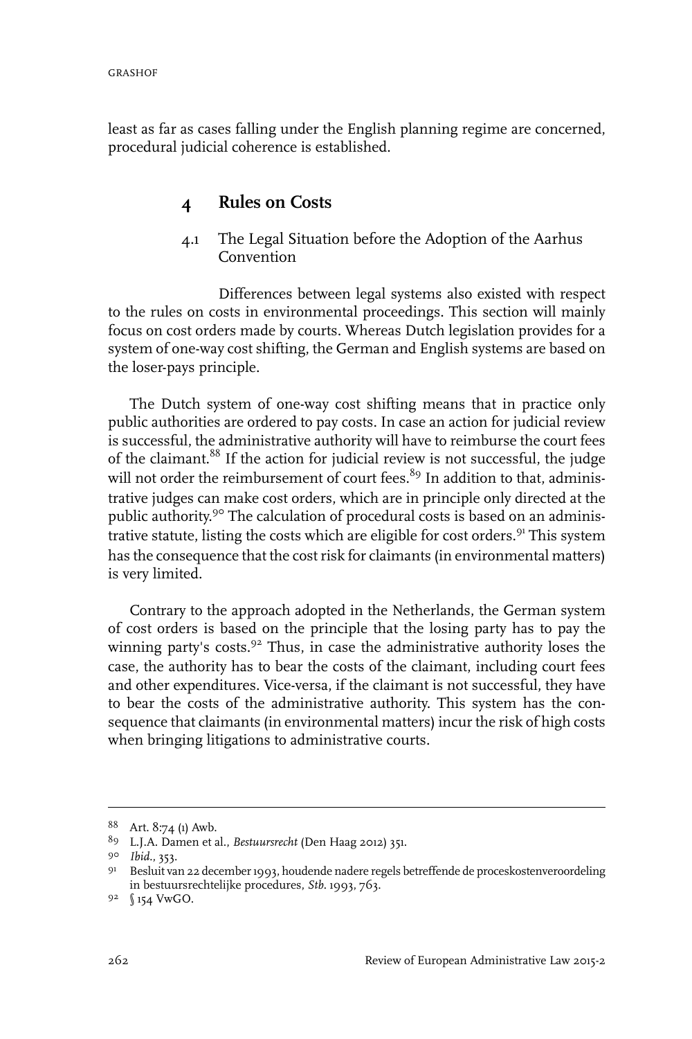least as far as cases falling under the English planning regime are concerned, procedural judicial coherence is established.

## 4 Rules on Costs

### 4.1 The Legal Situation before the Adoption of the Aarhus Convention

Differences between legal systems also existed with respect to the rules on costs in environmental proceedings. This section will mainly focus on cost orders made by courts. Whereas Dutch legislation provides for a system of one-way cost shifting, the German and English systems are based on the loser-pays principle.

The Dutch system of one-way cost shifting means that in practice only public authorities are ordered to pay costs. In case an action for judicial review is successful, the administrative authority will have to reimburse the court fees of the claimant.[88] If the action for judicial review is not successful, the judge will not order the reimbursement of court fees.[89] In addition to that, administrative judges can make cost orders, which are in principle only directed at the public authority.[90] The calculation of procedural costs is based on an administrative statute, listing the costs which are eligible for cost orders.[91] This system has the consequence that the cost risk for claimants (in environmental matters) is very limited.

Contrary to the approach adopted in the Netherlands, the German system of cost orders is based on the principle that the losing party has to pay the winning party's costs.[92] Thus, in case the administrative authority loses the case, the authority has to bear the costs of the claimant, including court fees and other expenditures. Vice-versa, if the claimant is not successful, they have to bear the costs of the administrative authority. This system has the consequence that claimants (in environmental matters) incur the risk of high costs when bringing litigations to administrative courts.

---

88 Art. 8:74 (1) Awb.

89 L.J.A. Damen et al., *Bestuursrecht* (Den Haag 2012) 351.

90 *Ibid.*, 353.

91 Besluit van 22 december 1993, houdende nadere regels betreffende de proceskostenveroordeling in bestuursrechtelijke procedures, *Stb.* 1993, 763.

92 § 154 VwGO.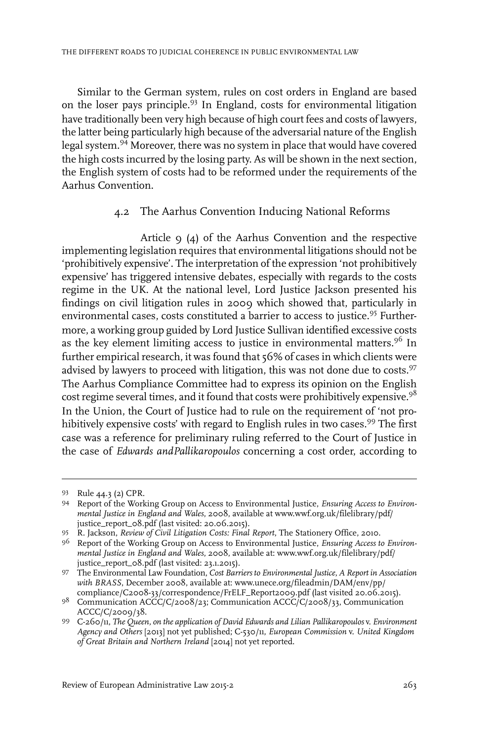Similar to the German system, rules on cost orders in England are based on the loser pays principle.[93] In England, costs for environmental litigation have traditionally been very high because of high court fees and costs of lawyers, the latter being particularly high because of the adversarial nature of the English legal system.[94] Moreover, there was no system in place that would have covered the high costs incurred by the losing party. As will be shown in the next section, the English system of costs had to be reformed under the requirements of the Aarhus Convention.

### 4.2 The Aarhus Convention Inducing National Reforms

Article 9 (4) of the Aarhus Convention and the respective implementing legislation requires that environmental litigations should not be 'prohibitively expensive'. The interpretation of the expression 'not prohibitively expensive' has triggered intensive debates, especially with regards to the costs regime in the UK. At the national level, Lord Justice Jackson presented his findings on civil litigation rules in 2009 which showed that, particularly in environmental cases, costs constituted a barrier to access to justice.[95] Furthermore, a working group guided by Lord Justice Sullivan identified excessive costs as the key element limiting access to justice in environmental matters.[96] In further empirical research, it was found that 56% of cases in which clients were advised by lawyers to proceed with litigation, this was not done due to costs.[97] The Aarhus Compliance Committee had to express its opinion on the English cost regime several times, and it found that costs were prohibitively expensive.[98] In the Union, the Court of Justice had to rule on the requirement of 'not prohibitively expensive costs' with regard to English rules in two cases.[99] The first case was a reference for preliminary ruling referred to the Court of Justice in the case of *Edwards andPallikaropoulos* concerning a cost order, according to

---

93 Rule 44.3 (2) CPR.

94 Report of the Working Group on Access to Environmental Justice, *Ensuring Access to Environmental Justice in England and Wales*, 2008, available at www.wwf.org.uk/filelibrary/pdf/justice_report_08.pdf (last visited: 20.06.2015).

95 R. Jackson, *Review of Civil Litigation Costs: Final Report*, The Stationery Office, 2010.

96 Report of the Working Group on Access to Environmental Justice, *Ensuring Access to Environmental Justice in England and Wales*, 2008, available at: www.wwf.org.uk/filelibrary/pdf/justice_report_08.pdf (last visited: 23.1.2015).

97 The Environmental Law Foundation, *Cost Barriers to Environmental Justice, A Report in Association with BRASS*, December 2008, available at: www.unece.org/fileadmin/DAM/env/pp/compliance/C2008-33/correspondence/FrELF_Report2009.pdf (last visited 20.06.2015).

98 Communication ACCC/C/2008/23; Communication ACCC/C/2008/33, Communication ACCC/C/2009/38.

99 C-260/11, *The Queen, on the application of David Edwards and Lilian Pallikaropoulos* v. *Environment Agency and Others* [2013] not yet published; C-530/11, *European Commission* v. *United Kingdom of Great Britain and Northern Ireland* [2014] not yet reported.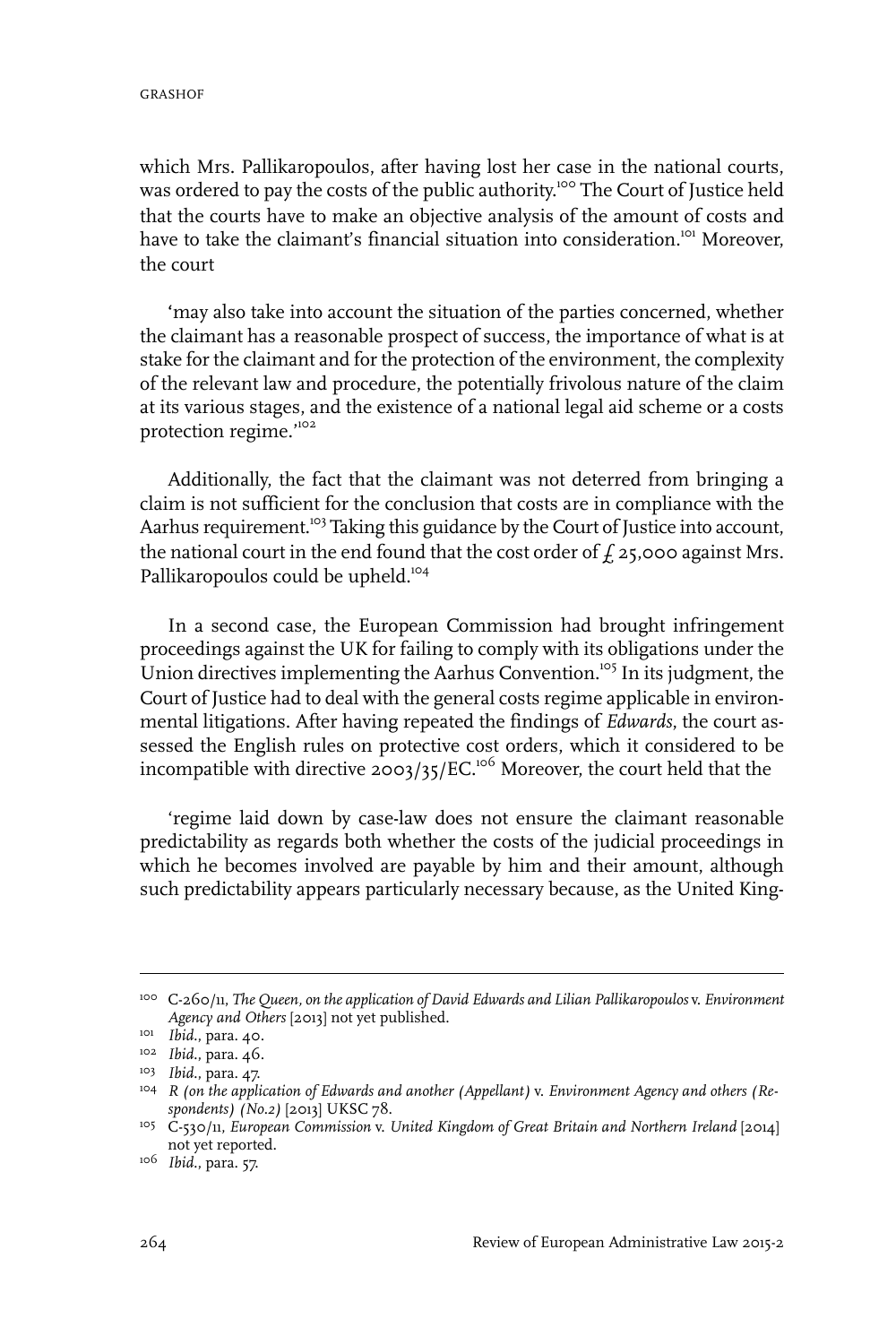which Mrs. Pallikaropoulos, after having lost her case in the national courts, was ordered to pay the costs of the public authority.[100] The Court of Justice held that the courts have to make an objective analysis of the amount of costs and have to take the claimant's financial situation into consideration.[101] Moreover, the court

'may also take into account the situation of the parties concerned, whether the claimant has a reasonable prospect of success, the importance of what is at stake for the claimant and for the protection of the environment, the complexity of the relevant law and procedure, the potentially frivolous nature of the claim at its various stages, and the existence of a national legal aid scheme or a costs protection regime.'[102]

Additionally, the fact that the claimant was not deterred from bringing a claim is not sufficient for the conclusion that costs are in compliance with the Aarhus requirement.[103] Taking this guidance by the Court of Justice into account, the national court in the end found that the cost order of £ 25,000 against Mrs. Pallikaropoulos could be upheld.[104]

In a second case, the European Commission had brought infringement proceedings against the UK for failing to comply with its obligations under the Union directives implementing the Aarhus Convention.[105] In its judgment, the Court of Justice had to deal with the general costs regime applicable in environmental litigations. After having repeated the findings of *Edwards*, the court assessed the English rules on protective cost orders, which it considered to be incompatible with directive 2003/35/EC.[106] Moreover, the court held that the

'regime laid down by case-law does not ensure the claimant reasonable predictability as regards both whether the costs of the judicial proceedings in which he becomes involved are payable by him and their amount, although such predictability appears particularly necessary because, as the United King-

---

[100] C-260/11, *The Queen, on the application of David Edwards and Lilian Pallikaropoulos* v. *Environment Agency and Others* [2013] not yet published.

[101] *Ibid.*, para. 40.

[102] *Ibid.*, para. 46.

[103] *Ibid.*, para. 47.

[104] *R (on the application of Edwards and another (Appellant)* v. *Environment Agency and others (Respondents) (No.2)* [2013] UKSC 78.

[105] C-530/11, *European Commission* v. *United Kingdom of Great Britain and Northern Ireland* [2014] not yet reported.

[106] *Ibid.*, para. 57.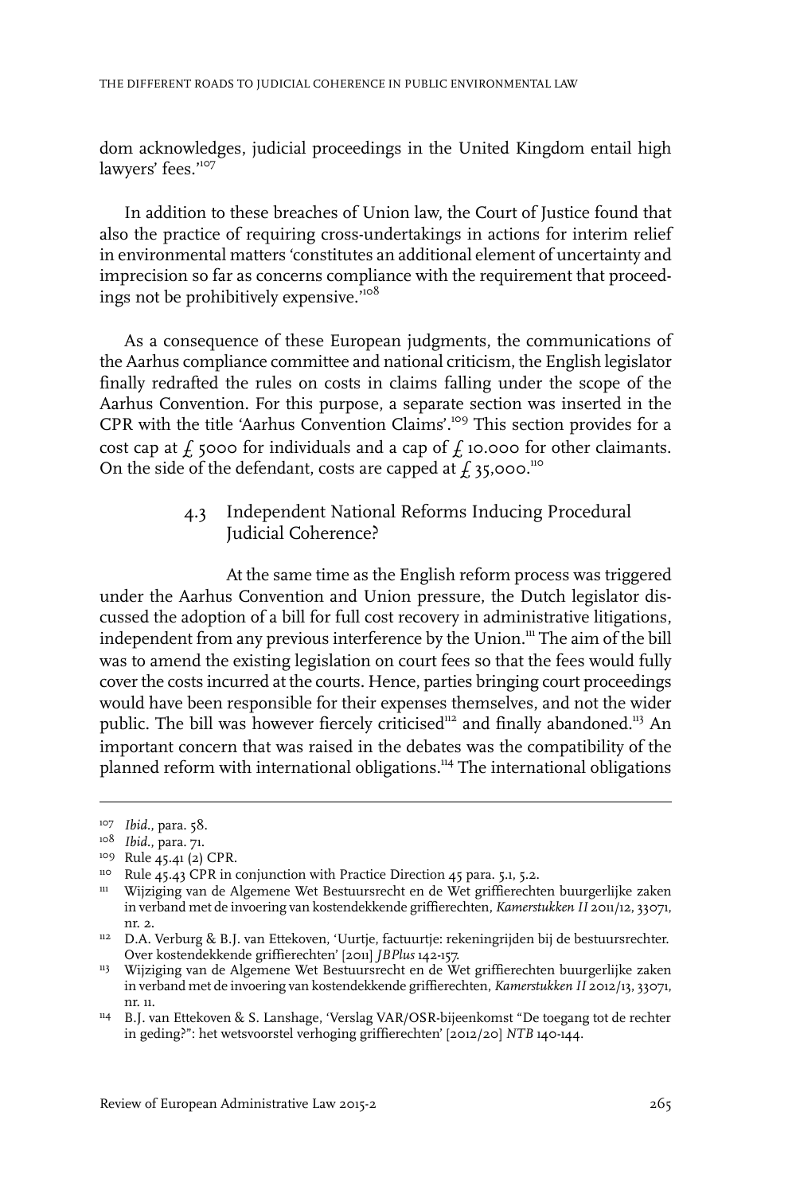dom acknowledges, judicial proceedings in the United Kingdom entail high lawyers' fees.'[107]

In addition to these breaches of Union law, the Court of Justice found that also the practice of requiring cross-undertakings in actions for interim relief in environmental matters 'constitutes an additional element of uncertainty and imprecision so far as concerns compliance with the requirement that proceedings not be prohibitively expensive.'[108]

As a consequence of these European judgments, the communications of the Aarhus compliance committee and national criticism, the English legislator finally redrafted the rules on costs in claims falling under the scope of the Aarhus Convention. For this purpose, a separate section was inserted in the CPR with the title 'Aarhus Convention Claims'.[109] This section provides for a cost cap at £ 5000 for individuals and a cap of £ 10.000 for other claimants. On the side of the defendant, costs are capped at £ 35,000.[110]

### 4.3 Independent National Reforms Inducing Procedural Judicial Coherence?

At the same time as the English reform process was triggered under the Aarhus Convention and Union pressure, the Dutch legislator discussed the adoption of a bill for full cost recovery in administrative litigations, independent from any previous interference by the Union.[111] The aim of the bill was to amend the existing legislation on court fees so that the fees would fully cover the costs incurred at the courts. Hence, parties bringing court proceedings would have been responsible for their expenses themselves, and not the wider public. The bill was however fiercely criticised[112] and finally abandoned.[113] An important concern that was raised in the debates was the compatibility of the planned reform with international obligations.[114] The international obligations

---

[107] *Ibid.*, para. 58.

[108] *Ibid.*, para. 71.

[109] Rule 45.41 (2) CPR.

[110] Rule 45.43 CPR in conjunction with Practice Direction 45 para. 5.1, 5.2.

[111] Wijziging van de Algemene Wet Bestuursrecht en de Wet griffierechten buurgerlijke zaken in verband met de invoering van kostendekkende griffierechten, *Kamerstukken II* 2011/12, 33071, nr. 2.

[112] D.A. Verburg & B.J. van Ettekoven, 'Uurtje, factuurtje: rekeningrijden bij de bestuursrechter. Over kostendekkende griffierechten' [2011] *JBPlus* 142-157.

[113] Wijziging van de Algemene Wet Bestuursrecht en de Wet griffierechten buurgerlijke zaken in verband met de invoering van kostendekkende griffierechten, *Kamerstukken II* 2012/13, 33071, nr. 11.

[114] B.J. van Ettekoven & S. Lanshage, 'Verslag VAR/OSR-bijeenkomst "De toegang tot de rechter in geding?": het wetsvoorstel verhoging griffierechten' [2012/20] *NTB* 140-144.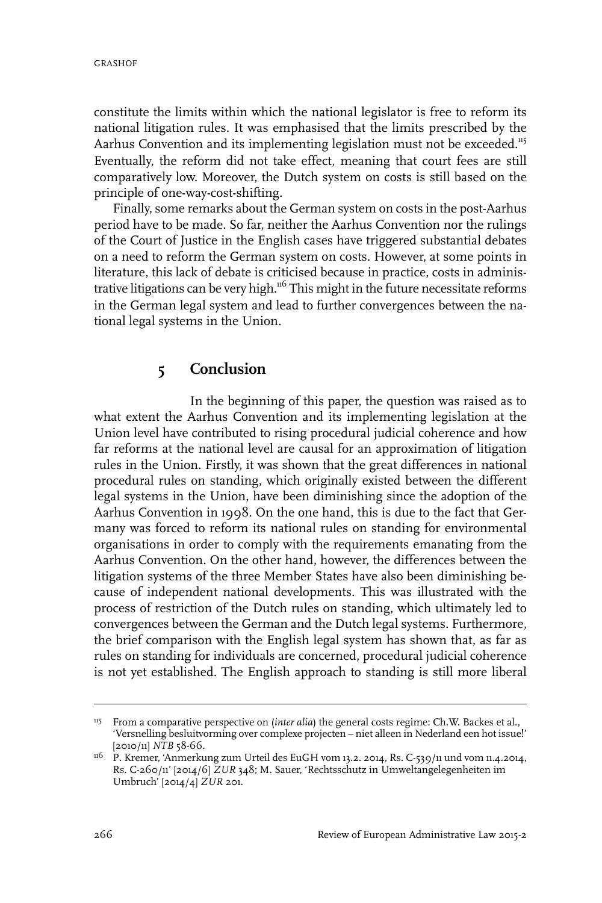constitute the limits within which the national legislator is free to reform its national litigation rules. It was emphasised that the limits prescribed by the Aarhus Convention and its implementing legislation must not be exceeded.[115] Eventually, the reform did not take effect, meaning that court fees are still comparatively low. Moreover, the Dutch system on costs is still based on the principle of one-way-cost-shifting.

Finally, some remarks about the German system on costs in the post-Aarhus period have to be made. So far, neither the Aarhus Convention nor the rulings of the Court of Justice in the English cases have triggered substantial debates on a need to reform the German system on costs. However, at some points in literature, this lack of debate is criticised because in practice, costs in administrative litigations can be very high.[116] This might in the future necessitate reforms in the German legal system and lead to further convergences between the national legal systems in the Union.

## 5 Conclusion

In the beginning of this paper, the question was raised as to what extent the Aarhus Convention and its implementing legislation at the Union level have contributed to rising procedural judicial coherence and how far reforms at the national level are causal for an approximation of litigation rules in the Union. Firstly, it was shown that the great differences in national procedural rules on standing, which originally existed between the different legal systems in the Union, have been diminishing since the adoption of the Aarhus Convention in 1998. On the one hand, this is due to the fact that Germany was forced to reform its national rules on standing for environmental organisations in order to comply with the requirements emanating from the Aarhus Convention. On the other hand, however, the differences between the litigation systems of the three Member States have also been diminishing because of independent national developments. This was illustrated with the process of restriction of the Dutch rules on standing, which ultimately led to convergences between the German and the Dutch legal systems. Furthermore, the brief comparison with the English legal system has shown that, as far as rules on standing for individuals are concerned, procedural judicial coherence is not yet established. The English approach to standing is still more liberal

---

[115] From a comparative perspective on (*inter alia*) the general costs regime: Ch.W. Backes et al., 'Versnelling besluitvorming over complexe projecten – niet alleen in Nederland een hot issue!' [2010/11] *NTB* 58-66.

[116] P. Kremer, 'Anmerkung zum Urteil des EuGH vom 13.2. 2014, Rs. C-539/11 und vom 11.4.2014, Rs. C-260/11' [2014/6] *ZUR* 348; M. Sauer, 'Rechtsschutz in Umweltangelegenheiten im Umbruch' [2014/4] *ZUR* 201.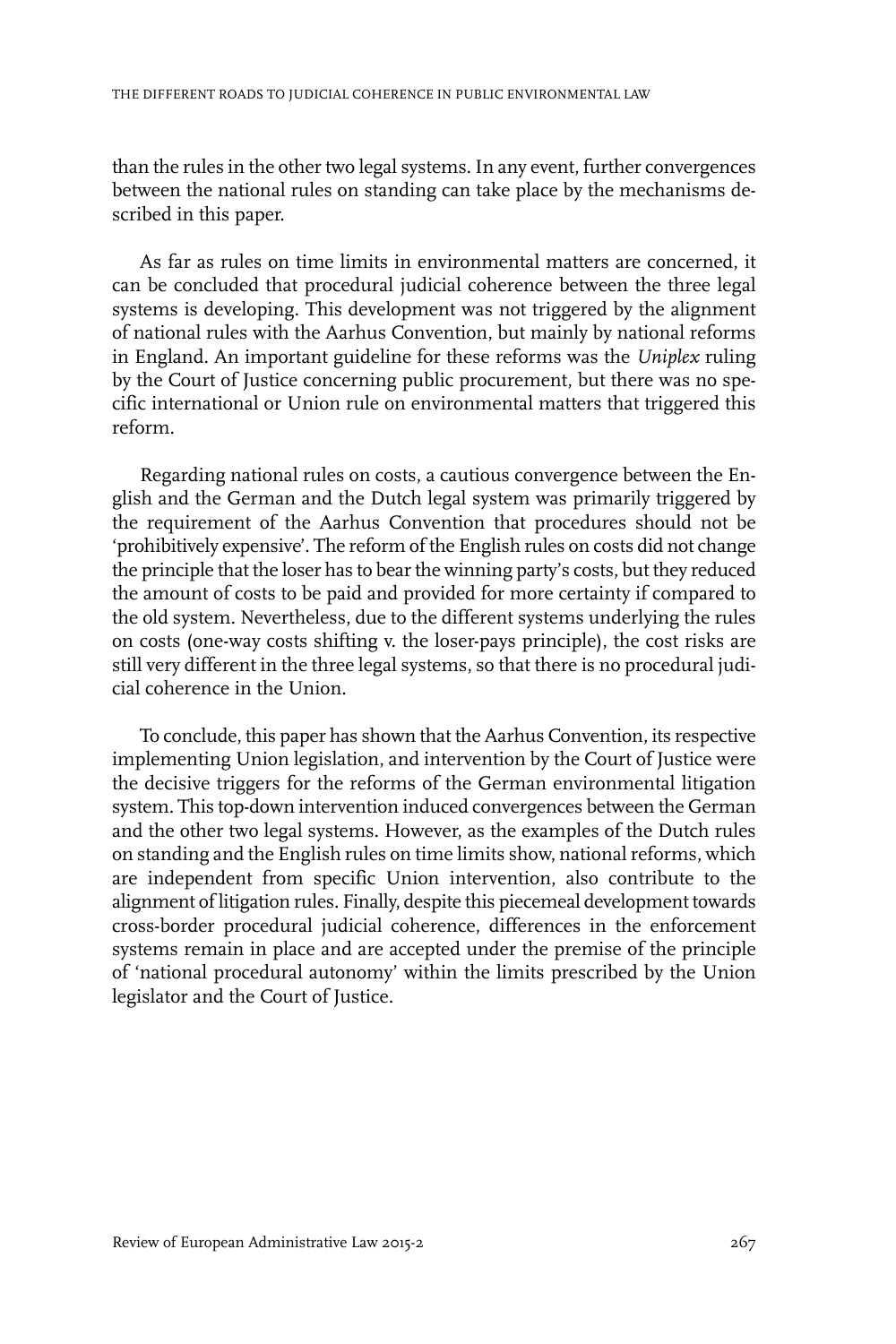than the rules in the other two legal systems. In any event, further convergences between the national rules on standing can take place by the mechanisms described in this paper.

As far as rules on time limits in environmental matters are concerned, it can be concluded that procedural judicial coherence between the three legal systems is developing. This development was not triggered by the alignment of national rules with the Aarhus Convention, but mainly by national reforms in England. An important guideline for these reforms was the *Uniplex* ruling by the Court of Justice concerning public procurement, but there was no specific international or Union rule on environmental matters that triggered this reform.

Regarding national rules on costs, a cautious convergence between the English and the German and the Dutch legal system was primarily triggered by the requirement of the Aarhus Convention that procedures should not be 'prohibitively expensive'. The reform of the English rules on costs did not change the principle that the loser has to bear the winning party's costs, but they reduced the amount of costs to be paid and provided for more certainty if compared to the old system. Nevertheless, due to the different systems underlying the rules on costs (one-way costs shifting v. the loser-pays principle), the cost risks are still very different in the three legal systems, so that there is no procedural judicial coherence in the Union.

To conclude, this paper has shown that the Aarhus Convention, its respective implementing Union legislation, and intervention by the Court of Justice were the decisive triggers for the reforms of the German environmental litigation system. This top-down intervention induced convergences between the German and the other two legal systems. However, as the examples of the Dutch rules on standing and the English rules on time limits show, national reforms, which are independent from specific Union intervention, also contribute to the alignment of litigation rules. Finally, despite this piecemeal development towards cross-border procedural judicial coherence, differences in the enforcement systems remain in place and are accepted under the premise of the principle of 'national procedural autonomy' within the limits prescribed by the Union legislator and the Court of Justice.